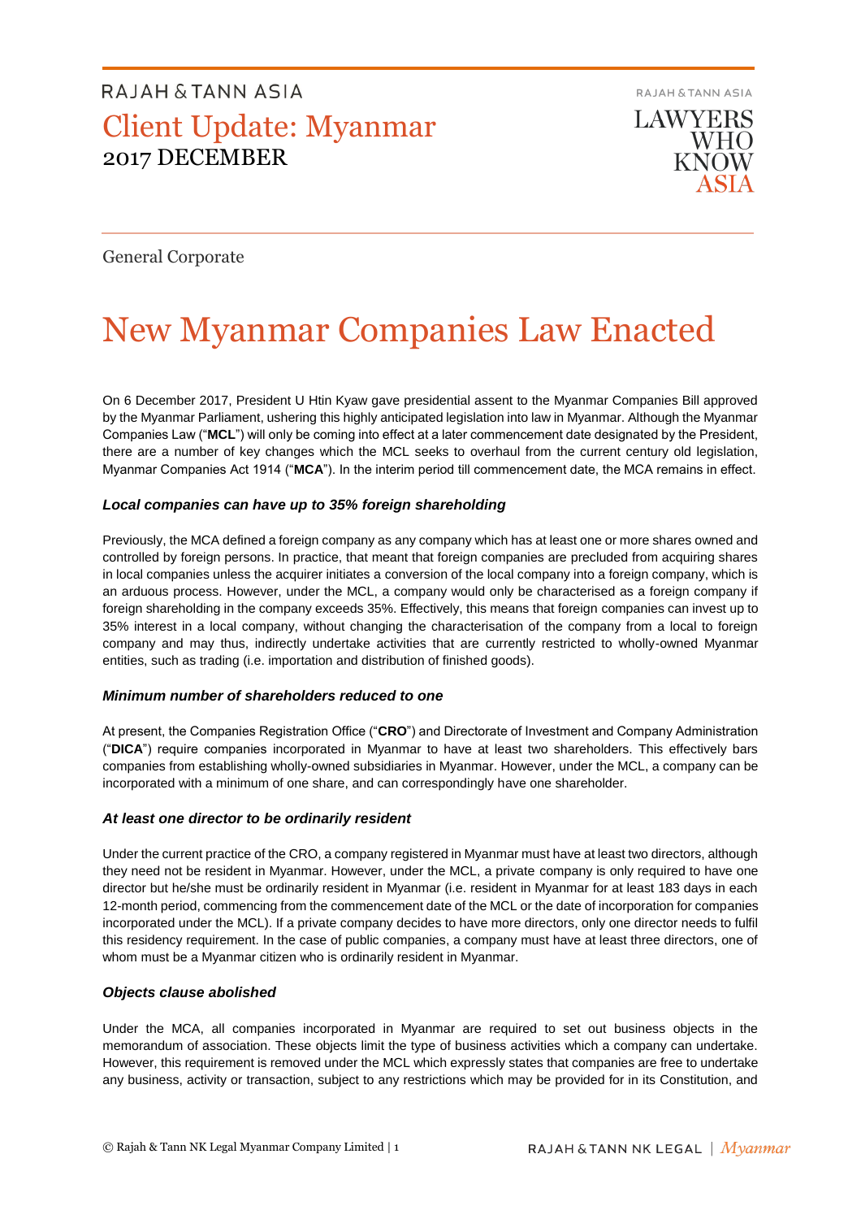# RAJAH & TANN ASIA

## Client Update: Myanmar
2017 DECEMBER

General Corporate

# New Myanmar Companies Law Enacted

On 6 December 2017, President U Htin Kyaw gave presidential assent to the Myanmar Companies Bill approved by the Myanmar Parliament, ushering this highly anticipated legislation into law in Myanmar. Although the Myanmar Companies Law ("**MCL**") will only be coming into effect at a later commencement date designated by the President, there are a number of key changes which the MCL seeks to overhaul from the current century old legislation, Myanmar Companies Act 1914 ("**MCA**"). In the interim period till commencement date, the MCA remains in effect.

### *Local companies can have up to 35% foreign shareholding*

Previously, the MCA defined a foreign company as any company which has at least one or more shares owned and controlled by foreign persons. In practice, that meant that foreign companies are precluded from acquiring shares in local companies unless the acquirer initiates a conversion of the local company into a foreign company, which is an arduous process. However, under the MCL, a company would only be characterised as a foreign company if foreign shareholding in the company exceeds 35%. Effectively, this means that foreign companies can invest up to 35% interest in a local company, without changing the characterisation of the company from a local to foreign company and may thus, indirectly undertake activities that are currently restricted to wholly-owned Myanmar entities, such as trading (i.e. importation and distribution of finished goods).

### *Minimum number of shareholders reduced to one*

At present, the Companies Registration Office ("**CRO**") and Directorate of Investment and Company Administration ("**DICA**") require companies incorporated in Myanmar to have at least two shareholders. This effectively bars companies from establishing wholly-owned subsidiaries in Myanmar. However, under the MCL, a company can be incorporated with a minimum of one share, and can correspondingly have one shareholder.

### *At least one director to be ordinarily resident*

Under the current practice of the CRO, a company registered in Myanmar must have at least two directors, although they need not be resident in Myanmar. However, under the MCL, a private company is only required to have one director but he/she must be ordinarily resident in Myanmar (i.e. resident in Myanmar for at least 183 days in each 12-month period, commencing from the commencement date of the MCL or the date of incorporation for companies incorporated under the MCL). If a private company decides to have more directors, only one director needs to fulfil this residency requirement. In the case of public companies, a company must have at least three directors, one of whom must be a Myanmar citizen who is ordinarily resident in Myanmar.

### *Objects clause abolished*

Under the MCA, all companies incorporated in Myanmar are required to set out business objects in the memorandum of association. These objects limit the type of business activities which a company can undertake. However, this requirement is removed under the MCL which expressly states that companies are free to undertake any business, activity or transaction, subject to any restrictions which may be provided for in its Constitution, and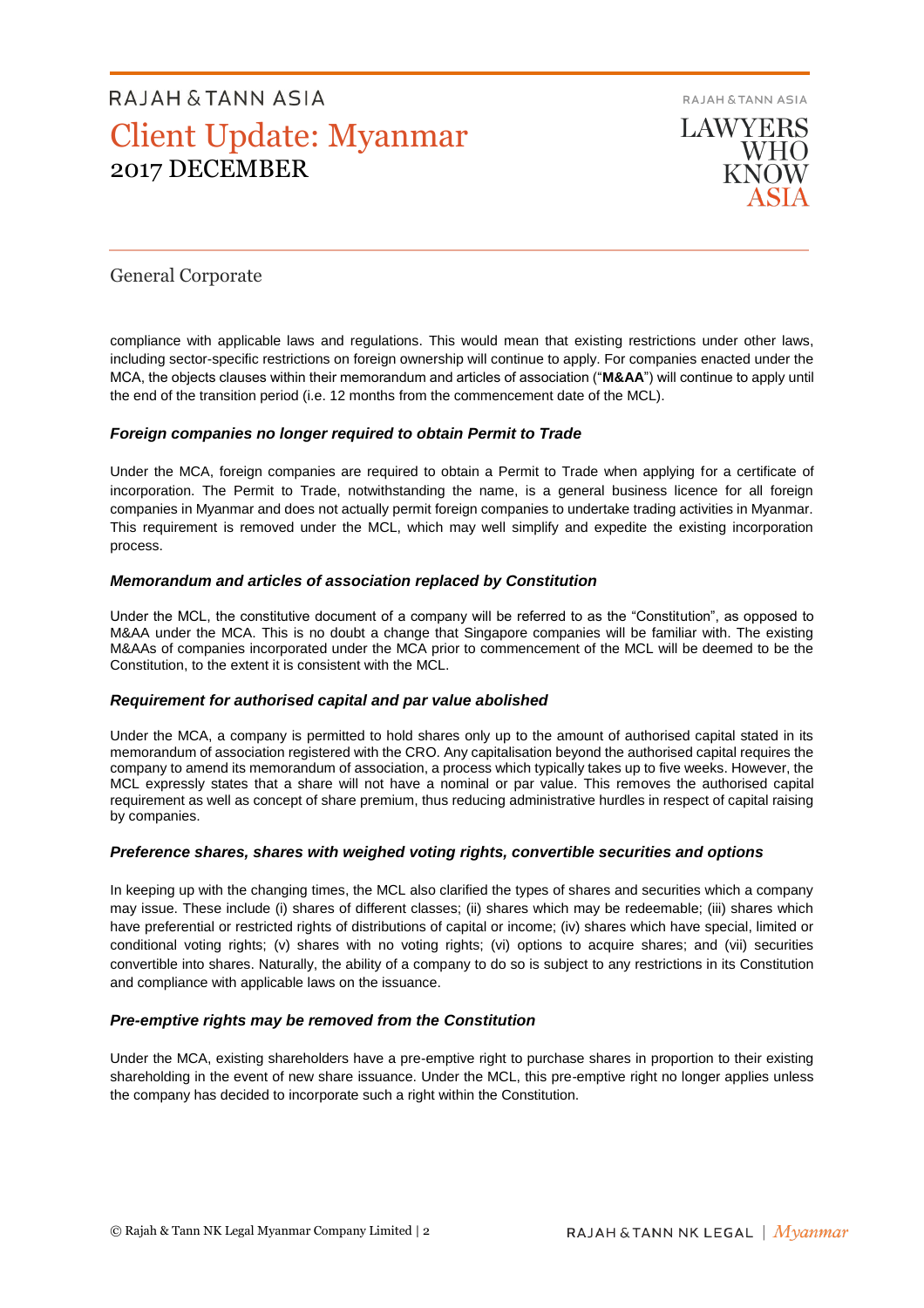compliance with applicable laws and regulations. This would mean that existing restrictions under other laws, including sector-specific restrictions on foreign ownership will continue to apply. For companies enacted under the MCA, the objects clauses within their memorandum and articles of association ("**M&AA**") will continue to apply until the end of the transition period (i.e. 12 months from the commencement date of the MCL).

***Foreign companies no longer required to obtain Permit to Trade***

Under the MCA, foreign companies are required to obtain a Permit to Trade when applying for a certificate of incorporation. The Permit to Trade, notwithstanding the name, is a general business licence for all foreign companies in Myanmar and does not actually permit foreign companies to undertake trading activities in Myanmar. This requirement is removed under the MCL, which may well simplify and expedite the existing incorporation process.

***Memorandum and articles of association replaced by Constitution***

Under the MCL, the constitutive document of a company will be referred to as the "Constitution", as opposed to M&AA under the MCA. This is no doubt a change that Singapore companies will be familiar with. The existing M&AAs of companies incorporated under the MCA prior to commencement of the MCL will be deemed to be the Constitution, to the extent it is consistent with the MCL.

***Requirement for authorised capital and par value abolished***

Under the MCA, a company is permitted to hold shares only up to the amount of authorised capital stated in its memorandum of association registered with the CRO. Any capitalisation beyond the authorised capital requires the company to amend its memorandum of association, a process which typically takes up to five weeks. However, the MCL expressly states that a share will not have a nominal or par value. This removes the authorised capital requirement as well as concept of share premium, thus reducing administrative hurdles in respect of capital raising by companies.

***Preference shares, shares with weighed voting rights, convertible securities and options***

In keeping up with the changing times, the MCL also clarified the types of shares and securities which a company may issue. These include (i) shares of different classes; (ii) shares which may be redeemable; (iii) shares which have preferential or restricted rights of distributions of capital or income; (iv) shares which have special, limited or conditional voting rights; (v) shares with no voting rights; (vi) options to acquire shares; and (vii) securities convertible into shares. Naturally, the ability of a company to do so is subject to any restrictions in its Constitution and compliance with applicable laws on the issuance.

***Pre-emptive rights may be removed from the Constitution***

Under the MCA, existing shareholders have a pre-emptive right to purchase shares in proportion to their existing shareholding in the event of new share issuance. Under the MCL, this pre-emptive right no longer applies unless the company has decided to incorporate such a right within the Constitution.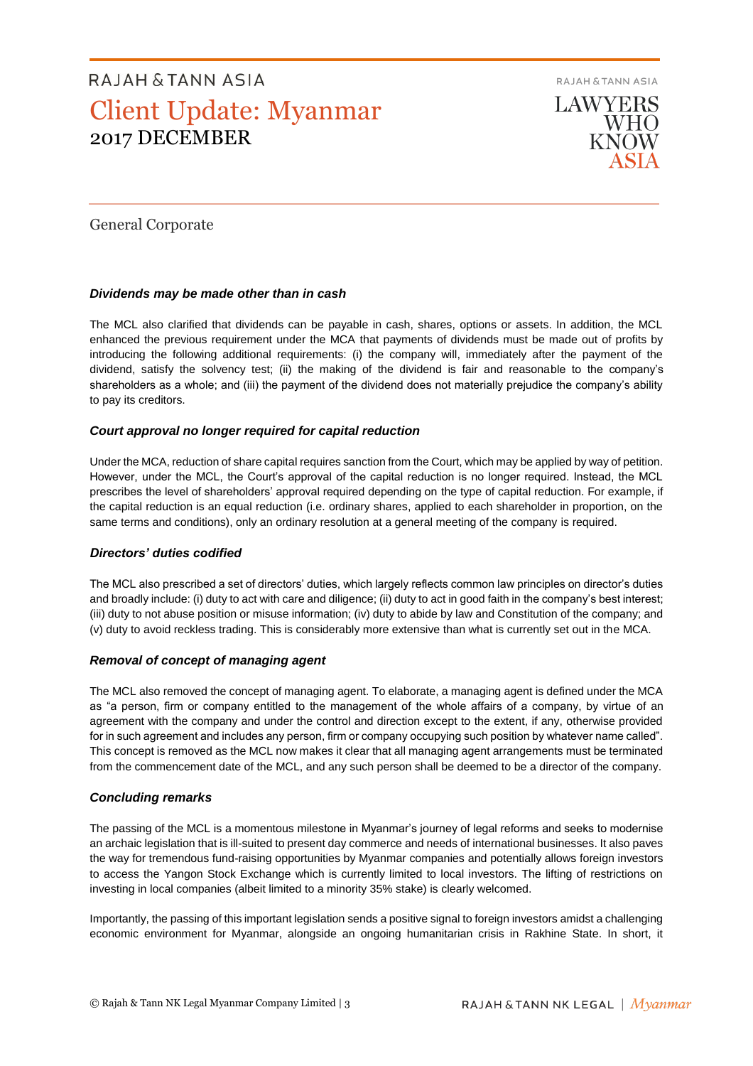General Corporate

***Dividends may be made other than in cash***

The MCL also clarified that dividends can be payable in cash, shares, options or assets. In addition, the MCL enhanced the previous requirement under the MCA that payments of dividends must be made out of profits by introducing the following additional requirements: (i) the company will, immediately after the payment of the dividend, satisfy the solvency test; (ii) the making of the dividend is fair and reasonable to the company's shareholders as a whole; and (iii) the payment of the dividend does not materially prejudice the company's ability to pay its creditors.

***Court approval no longer required for capital reduction***

Under the MCA, reduction of share capital requires sanction from the Court, which may be applied by way of petition. However, under the MCL, the Court's approval of the capital reduction is no longer required. Instead, the MCL prescribes the level of shareholders' approval required depending on the type of capital reduction. For example, if the capital reduction is an equal reduction (i.e. ordinary shares, applied to each shareholder in proportion, on the same terms and conditions), only an ordinary resolution at a general meeting of the company is required.

***Directors' duties codified***

The MCL also prescribed a set of directors' duties, which largely reflects common law principles on director's duties and broadly include: (i) duty to act with care and diligence; (ii) duty to act in good faith in the company's best interest; (iii) duty to not abuse position or misuse information; (iv) duty to abide by law and Constitution of the company; and (v) duty to avoid reckless trading. This is considerably more extensive than what is currently set out in the MCA.

***Removal of concept of managing agent***

The MCL also removed the concept of managing agent. To elaborate, a managing agent is defined under the MCA as "a person, firm or company entitled to the management of the whole affairs of a company, by virtue of an agreement with the company and under the control and direction except to the extent, if any, otherwise provided for in such agreement and includes any person, firm or company occupying such position by whatever name called". This concept is removed as the MCL now makes it clear that all managing agent arrangements must be terminated from the commencement date of the MCL, and any such person shall be deemed to be a director of the company.

***Concluding remarks***

The passing of the MCL is a momentous milestone in Myanmar's journey of legal reforms and seeks to modernise an archaic legislation that is ill-suited to present day commerce and needs of international businesses. It also paves the way for tremendous fund-raising opportunities by Myanmar companies and potentially allows foreign investors to access the Yangon Stock Exchange which is currently limited to local investors. The lifting of restrictions on investing in local companies (albeit limited to a minority 35% stake) is clearly welcomed.

Importantly, the passing of this important legislation sends a positive signal to foreign investors amidst a challenging economic environment for Myanmar, alongside an ongoing humanitarian crisis in Rakhine State. In short, it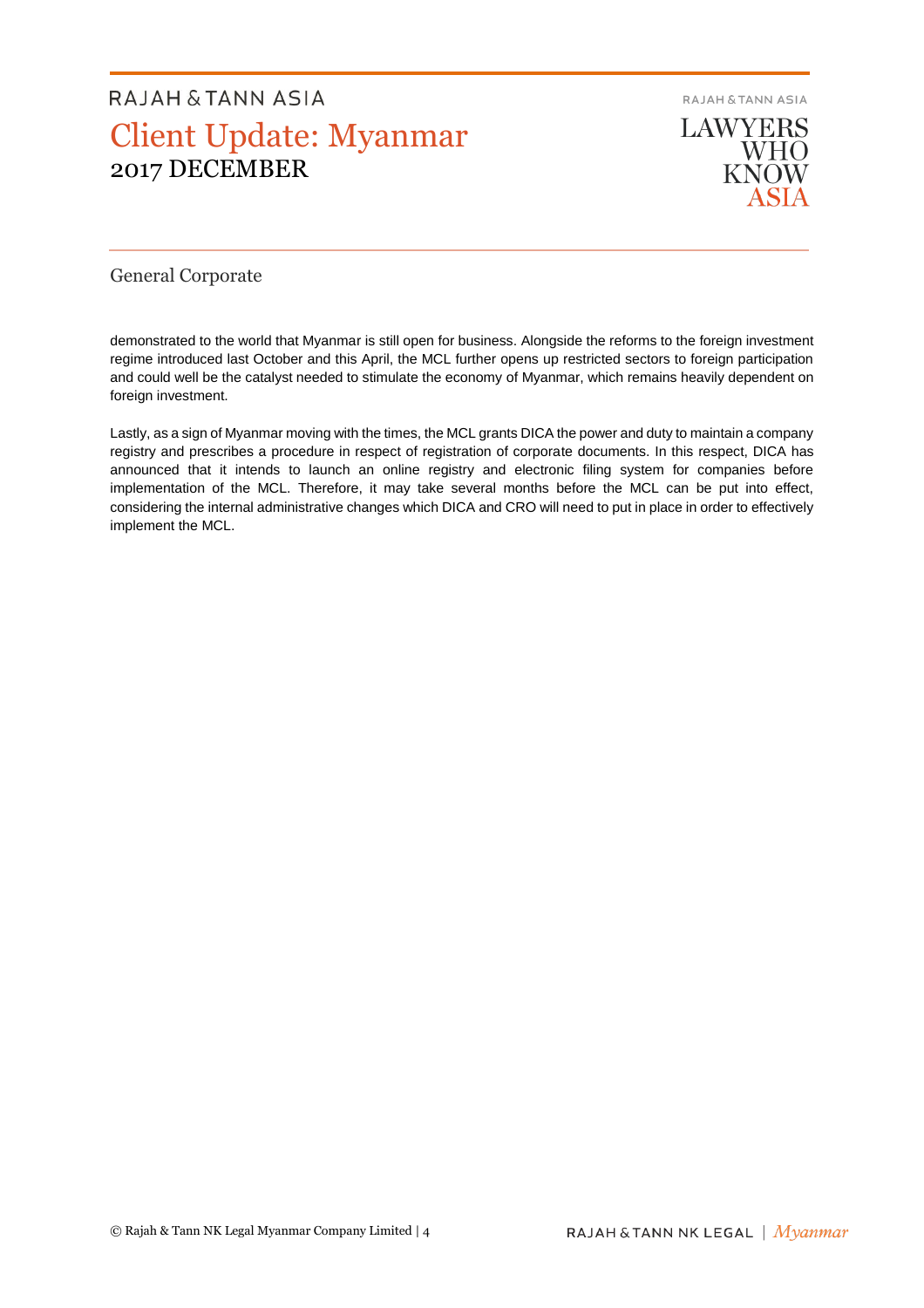demonstrated to the world that Myanmar is still open for business. Alongside the reforms to the foreign investment regime introduced last October and this April, the MCL further opens up restricted sectors to foreign participation and could well be the catalyst needed to stimulate the economy of Myanmar, which remains heavily dependent on foreign investment.

Lastly, as a sign of Myanmar moving with the times, the MCL grants DICA the power and duty to maintain a company registry and prescribes a procedure in respect of registration of corporate documents. In this respect, DICA has announced that it intends to launch an online registry and electronic filing system for companies before implementation of the MCL. Therefore, it may take several months before the MCL can be put into effect, considering the internal administrative changes which DICA and CRO will need to put in place in order to effectively implement the MCL.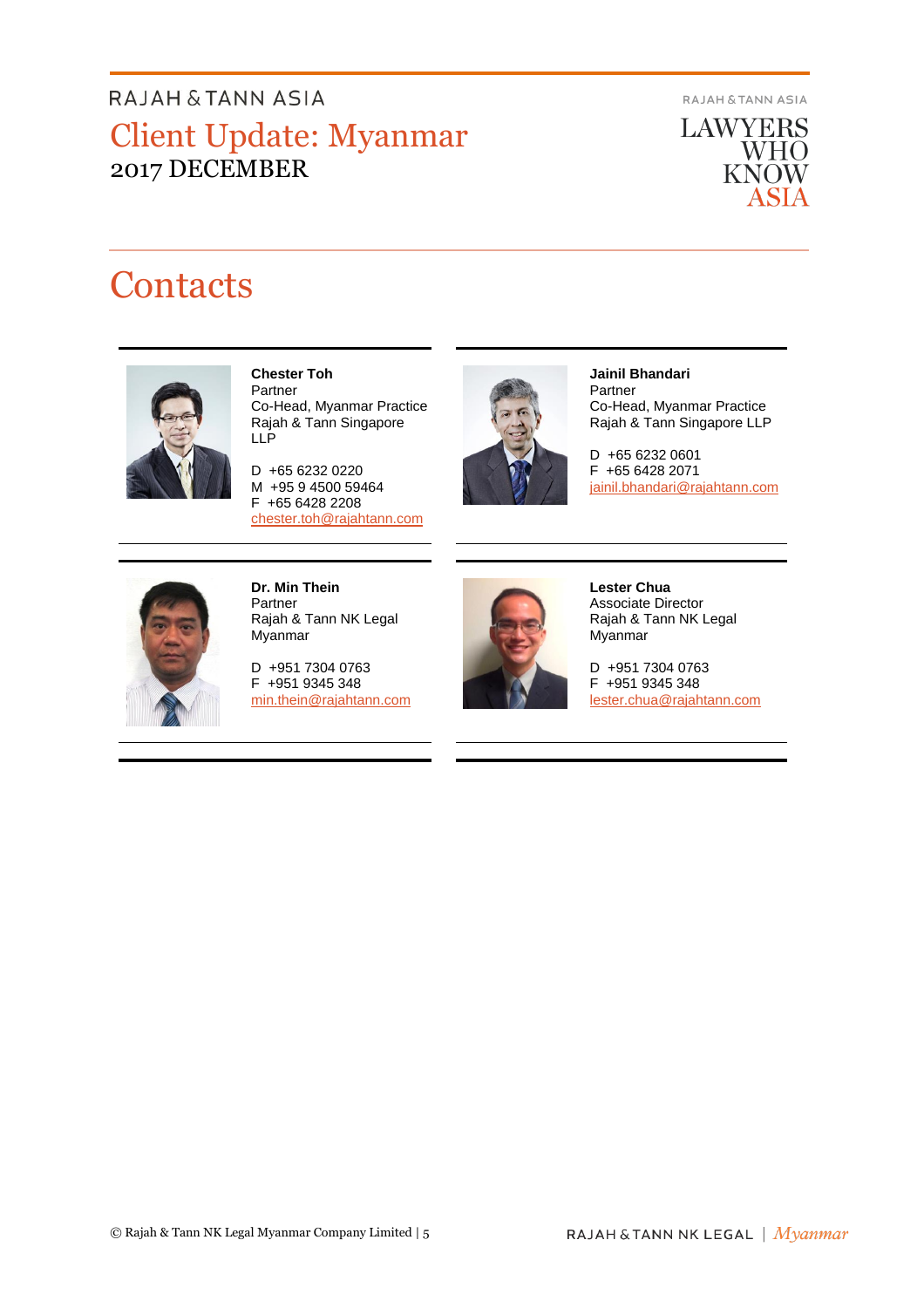# Contacts

**Chester Toh**
Partner
Co-Head, Myanmar Practice
Rajah & Tann Singapore LLP

D +65 6232 0220
M +95 9 4500 59464
F +65 6428 2208
chester.toh@rajahtann.com

**Jainil Bhandari**
Partner
Co-Head, Myanmar Practice
Rajah & Tann Singapore LLP

D +65 6232 0601
F +65 6428 2071
jainil.bhandari@rajahtann.com

**Dr. Min Thein**
Partner
Rajah & Tann NK Legal Myanmar

D +951 7304 0763
F +951 9345 348
min.thein@rajahtann.com

**Lester Chua**
Associate Director
Rajah & Tann NK Legal Myanmar

D +951 7304 0763
F +951 9345 348
lester.chua@rajahtann.com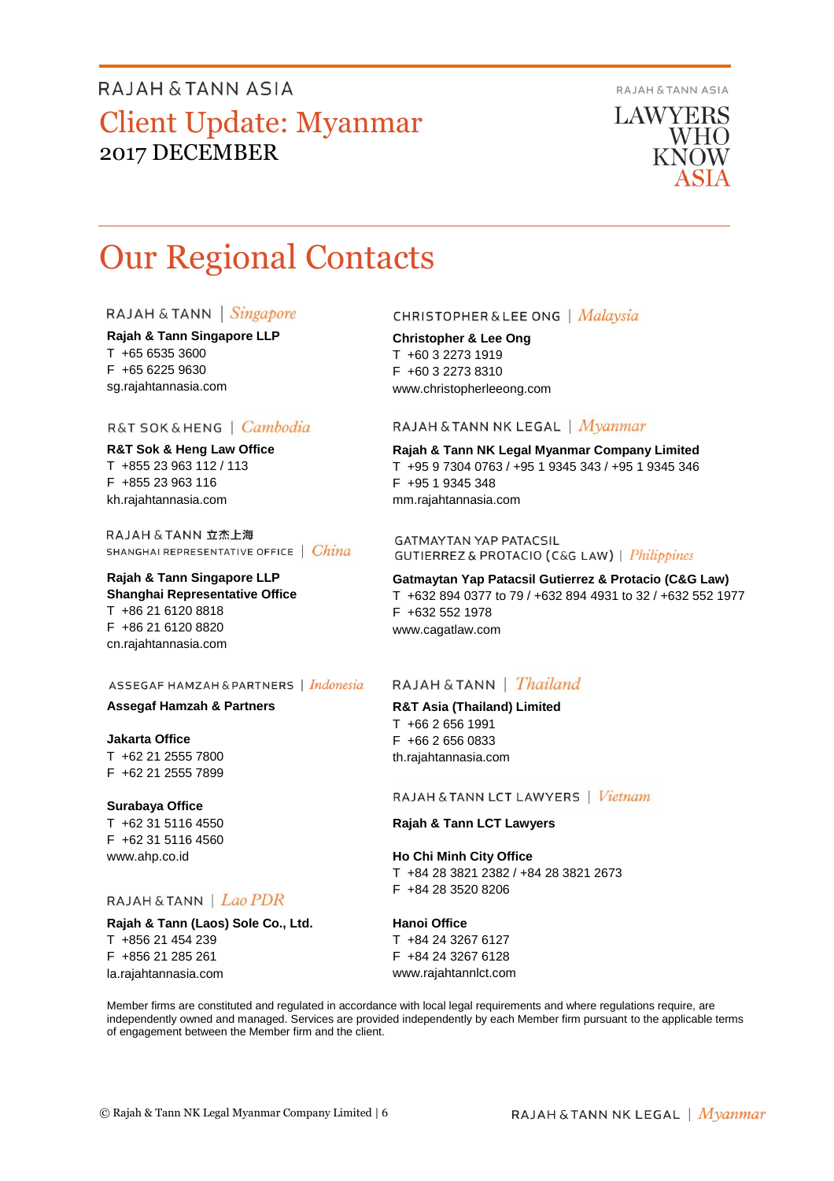# Our Regional Contacts

RAJAH & TANN | *Singapore*

**Rajah & Tann Singapore LLP**
T +65 6535 3600
F +65 6225 9630
sg.rajahtannasia.com

R&T SOK & HENG | *Cambodia*

**R&T Sok & Heng Law Office**
T +855 23 963 112 / 113
F +855 23 963 116
kh.rajahtannasia.com

RAJAH & TANN 立杰上海
SHANGHAI REPRESENTATIVE OFFICE | *China*

**Rajah & Tann Singapore LLP**
**Shanghai Representative Office**
T +86 21 6120 8818
F +86 21 6120 8820
cn.rajahtannasia.com

ASSEGAF HAMZAH & PARTNERS | *Indonesia*

**Assegaf Hamzah & Partners**

**Jakarta Office**
T +62 21 2555 7800
F +62 21 2555 7899

**Surabaya Office**
T +62 31 5116 4550
F +62 31 5116 4560
www.ahp.co.id

RAJAH & TANN | *Lao PDR*

**Rajah & Tann (Laos) Sole Co., Ltd.**
T +856 21 454 239
F +856 21 285 261
la.rajahtannasia.com

CHRISTOPHER & LEE ONG | *Malaysia*

**Christopher & Lee Ong**
T +60 3 2273 1919
F +60 3 2273 8310
www.christopherleeong.com

RAJAH & TANN NK LEGAL | *Myanmar*

**Rajah & Tann NK Legal Myanmar Company Limited**
T +95 9 7304 0763 / +95 1 9345 343 / +95 1 9345 346
F +95 1 9345 348
mm.rajahtannasia.com

GATMAYTAN YAP PATACSIL
GUTIERREZ & PROTACIO (C&G LAW) | *Philippines*

**Gatmaytan Yap Patacsil Gutierrez & Protacio (C&G Law)**
T +632 894 0377 to 79 / +632 894 4931 to 32 / +632 552 1977
F +632 552 1978
www.cagatlaw.com

RAJAH & TANN | *Thailand*

**R&T Asia (Thailand) Limited**
T +66 2 656 1991
F +66 2 656 0833
th.rajahtannasia.com

RAJAH & TANN LCT LAWYERS | *Vietnam*

**Rajah & Tann LCT Lawyers**

**Ho Chi Minh City Office**
T +84 28 3821 2382 / +84 28 3821 2673
F +84 28 3520 8206

**Hanoi Office**
T +84 24 3267 6127
F +84 24 3267 6128
www.rajahtannlct.com

Member firms are constituted and regulated in accordance with local legal requirements and where regulations require, are independently owned and managed. Services are provided independently by each Member firm pursuant to the applicable terms of engagement between the Member firm and the client.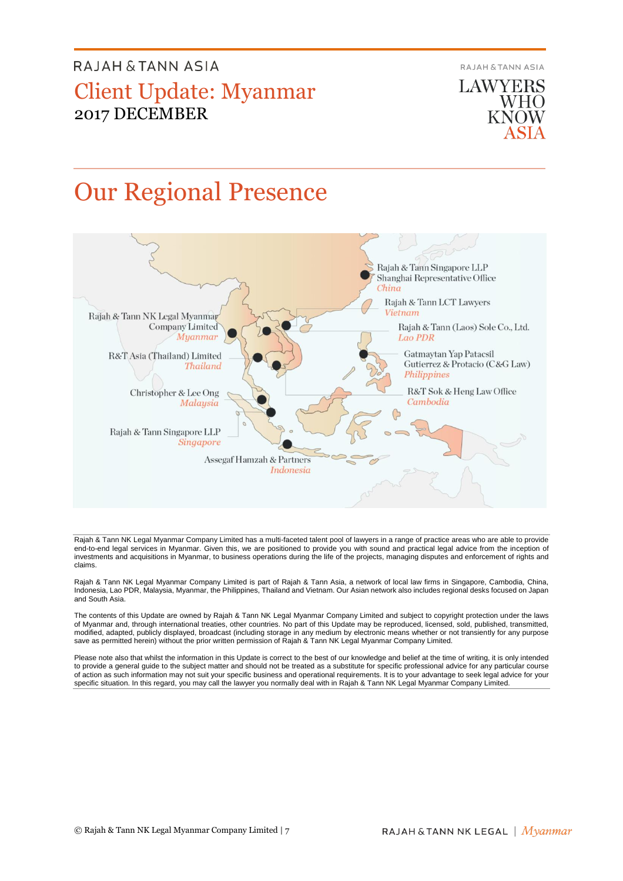# Our Regional Presence

Rajah & Tann Singapore LLP
Shanghai Representative Office
*China*

Rajah & Tann LCT Lawyers
*Vietnam*

Rajah & Tann NK Legal Myanmar Company Limited
*Myanmar*

Rajah & Tann (Laos) Sole Co., Ltd.
*Lao PDR*

R&T Asia (Thailand) Limited
*Thailand*

Gatmaytan Yap Patacsil Gutierrez & Protacio (C&G Law)
*Philippines*

Christopher & Lee Ong
*Malaysia*

R&T Sok & Heng Law Office
*Cambodia*

Rajah & Tann Singapore LLP
*Singapore*

Assegaf Hamzah & Partners
*Indonesia*

Rajah & Tann NK Legal Myanmar Company Limited has a multi-faceted talent pool of lawyers in a range of practice areas who are able to provide end-to-end legal services in Myanmar. Given this, we are positioned to provide you with sound and practical legal advice from the inception of investments and acquisitions in Myanmar, to business operations during the life of the projects, managing disputes and enforcement of rights and claims.

Rajah & Tann NK Legal Myanmar Company Limited is part of Rajah & Tann Asia, a network of local law firms in Singapore, Cambodia, China, Indonesia, Lao PDR, Malaysia, Myanmar, the Philippines, Thailand and Vietnam. Our Asian network also includes regional desks focused on Japan and South Asia.

The contents of this Update are owned by Rajah & Tann NK Legal Myanmar Company Limited and subject to copyright protection under the laws of Myanmar and, through international treaties, other countries. No part of this Update may be reproduced, licensed, sold, published, transmitted, modified, adapted, publicly displayed, broadcast (including storage in any medium by electronic means whether or not transiently for any purpose save as permitted herein) without the prior written permission of Rajah & Tann NK Legal Myanmar Company Limited.

Please note also that whilst the information in this Update is correct to the best of our knowledge and belief at the time of writing, it is only intended to provide a general guide to the subject matter and should not be treated as a substitute for specific professional advice for any particular course of action as such information may not suit your specific business and operational requirements. It is to your advantage to seek legal advice for your specific situation. In this regard, you may call the lawyer you normally deal with in Rajah & Tann NK Legal Myanmar Company Limited.